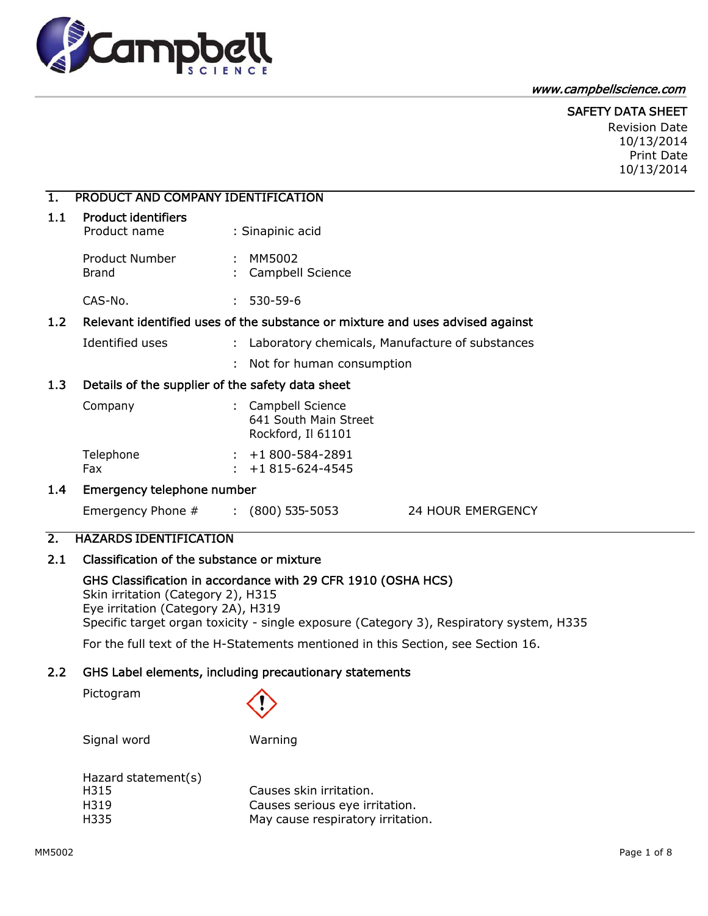www.campbellscience.com

SAFETY DATA SHEET
Revision Date
10/13/2014
Print Date
10/13/2014

## 1. PRODUCT AND COMPANY IDENTIFICATION

### 1.1 Product identifiers

Product name : Sinapinic acid

Product Number : MM5002
Brand : Campbell Science

CAS-No. : 530-59-6

### 1.2 Relevant identified uses of the substance or mixture and uses advised against

Identified uses : Laboratory chemicals, Manufacture of substances
: Not for human consumption

### 1.3 Details of the supplier of the safety data sheet

Company : Campbell Science
641 South Main Street
Rockford, Il 61101

Telephone : +1 800-584-2891
Fax : +1 815-624-4545

### 1.4 Emergency telephone number

Emergency Phone # : (800) 535-5053 24 HOUR EMERGENCY

## 2. HAZARDS IDENTIFICATION

### 2.1 Classification of the substance or mixture

GHS Classification in accordance with 29 CFR 1910 (OSHA HCS)
Skin irritation (Category 2), H315
Eye irritation (Category 2A), H319
Specific target organ toxicity - single exposure (Category 3), Respiratory system, H335

For the full text of the H-Statements mentioned in this Section, see Section 16.

### 2.2 GHS Label elements, including precautionary statements

Pictogram

Signal word Warning

Hazard statement(s)
H315 Causes skin irritation.
H319 Causes serious eye irritation.
H335 May cause respiratory irritation.

MM5002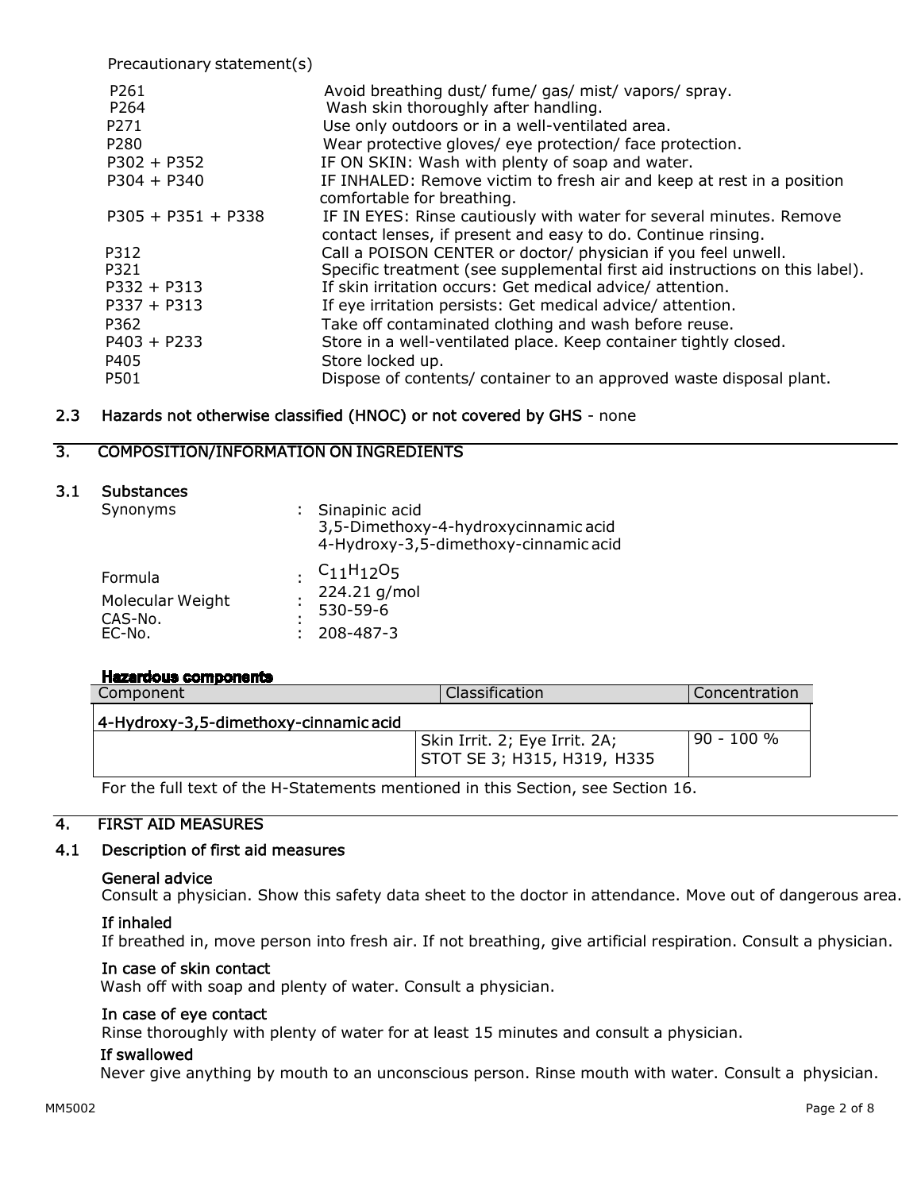Precautionary statement(s)

| | |
|---|---|
| P261 | Avoid breathing dust/ fume/ gas/ mist/ vapors/ spray. |
| P264 | Wash skin thoroughly after handling. |
| P271 | Use only outdoors or in a well-ventilated area. |
| P280 | Wear protective gloves/ eye protection/ face protection. |
| P302 + P352 | IF ON SKIN: Wash with plenty of soap and water. |
| P304 + P340 | IF INHALED: Remove victim to fresh air and keep at rest in a position comfortable for breathing. |
| P305 + P351 + P338 | IF IN EYES: Rinse cautiously with water for several minutes. Remove contact lenses, if present and easy to do. Continue rinsing. |
| P312 | Call a POISON CENTER or doctor/ physician if you feel unwell. |
| P321 | Specific treatment (see supplemental first aid instructions on this label). |
| P332 + P313 | If skin irritation occurs: Get medical advice/ attention. |
| P337 + P313 | If eye irritation persists: Get medical advice/ attention. |
| P362 | Take off contaminated clothing and wash before reuse. |
| P403 + P233 | Store in a well-ventilated place. Keep container tightly closed. |
| P405 | Store locked up. |
| P501 | Dispose of contents/ container to an approved waste disposal plant. |

## 2.3 Hazards not otherwise classified (HNOC) or not covered by GHS - none

## 3. COMPOSITION/INFORMATION ON INGREDIENTS

### 3.1 Substances

Synonyms : Sinapinic acid
3,5-Dimethoxy-4-hydroxycinnamic acid
4-Hydroxy-3,5-dimethoxy-cinnamic acid

Formula : $C_{11}H_{12}O_5$

Molecular Weight : 224.21 g/mol

CAS-No. : 530-59-6

EC-No. : 208-487-3

**Hazardous components**

| Component | Classification | Concentration |
|---|---|---|
| 4-Hydroxy-3,5-dimethoxy-cinnamic acid | | |
| | Skin Irrit. 2; Eye Irrit. 2A; STOT SE 3; H315, H319, H335 | 90 - 100 % |

For the full text of the H-Statements mentioned in this Section, see Section 16.

## 4. FIRST AID MEASURES

### 4.1 Description of first aid measures

**General advice**

Consult a physician. Show this safety data sheet to the doctor in attendance. Move out of dangerous area.

**If inhaled**

If breathed in, move person into fresh air. If not breathing, give artificial respiration. Consult a physician.

**In case of skin contact**

Wash off with soap and plenty of water. Consult a physician.

**In case of eye contact**

Rinse thoroughly with plenty of water for at least 15 minutes and consult a physician.

**If swallowed**

Never give anything by mouth to an unconscious person. Rinse mouth with water. Consult a physician.

MM5002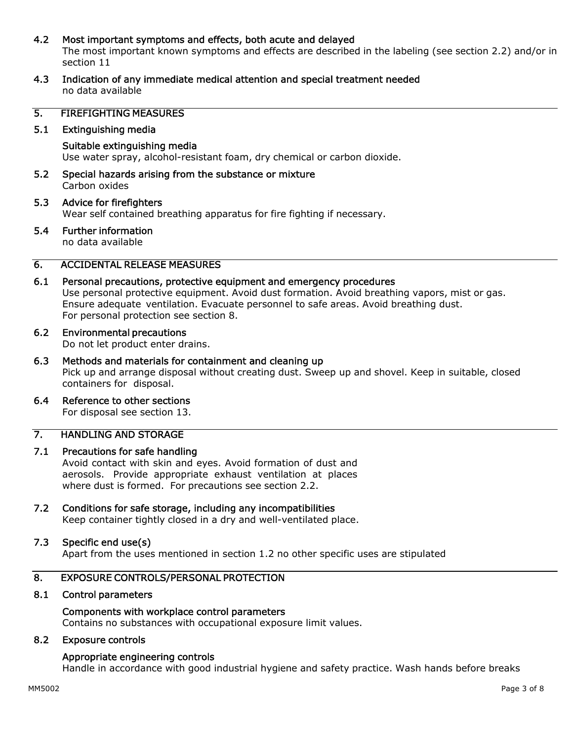### 4.2 Most important symptoms and effects, both acute and delayed

The most important known symptoms and effects are described in the labeling (see section 2.2) and/or in section 11

### 4.3 Indication of any immediate medical attention and special treatment needed

no data available

## 5. FIREFIGHTING MEASURES

### 5.1 Extinguishing media

#### Suitable extinguishing media

Use water spray, alcohol-resistant foam, dry chemical or carbon dioxide.

### 5.2 Special hazards arising from the substance or mixture

Carbon oxides

### 5.3 Advice for firefighters

Wear self contained breathing apparatus for fire fighting if necessary.

### 5.4 Further information

no data available

## 6. ACCIDENTAL RELEASE MEASURES

### 6.1 Personal precautions, protective equipment and emergency procedures

Use personal protective equipment. Avoid dust formation. Avoid breathing vapors, mist or gas. Ensure adequate ventilation. Evacuate personnel to safe areas. Avoid breathing dust.
For personal protection see section 8.

### 6.2 Environmental precautions

Do not let product enter drains.

### 6.3 Methods and materials for containment and cleaning up

Pick up and arrange disposal without creating dust. Sweep up and shovel. Keep in suitable, closed containers for disposal.

### 6.4 Reference to other sections

For disposal see section 13.

## 7. HANDLING AND STORAGE

### 7.1 Precautions for safe handling

Avoid contact with skin and eyes. Avoid formation of dust and aerosols. Provide appropriate exhaust ventilation at places where dust is formed. For precautions see section 2.2.

### 7.2 Conditions for safe storage, including any incompatibilities

Keep container tightly closed in a dry and well-ventilated place.

### 7.3 Specific end use(s)

Apart from the uses mentioned in section 1.2 no other specific uses are stipulated

## 8. EXPOSURE CONTROLS/PERSONAL PROTECTION

### 8.1 Control parameters

#### Components with workplace control parameters

Contains no substances with occupational exposure limit values.

### 8.2 Exposure controls

#### Appropriate engineering controls

Handle in accordance with good industrial hygiene and safety practice. Wash hands before breaks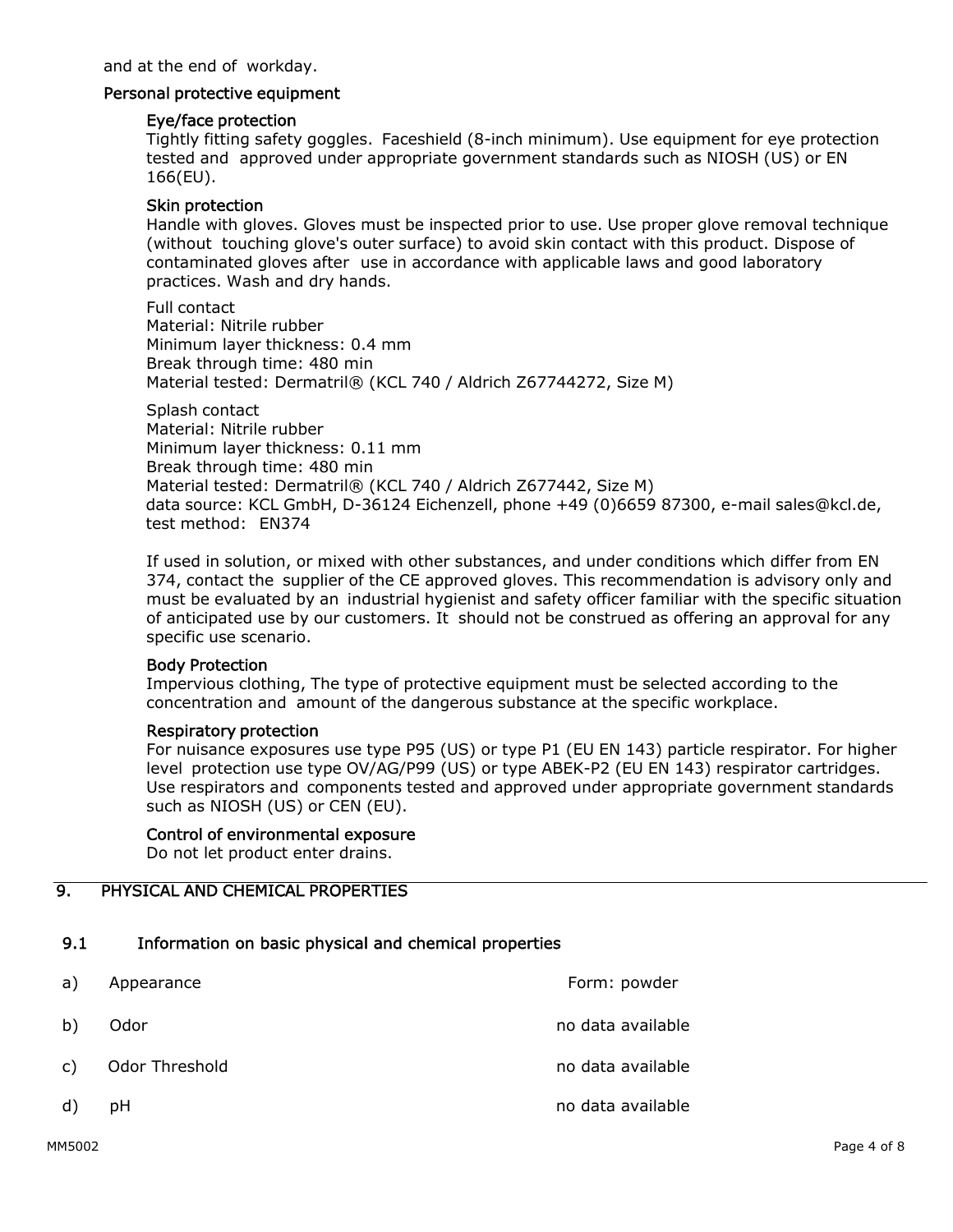and at the end of workday.

### Personal protective equipment

#### Eye/face protection

Tightly fitting safety goggles. Faceshield (8-inch minimum). Use equipment for eye protection tested and approved under appropriate government standards such as NIOSH (US) or EN 166(EU).

#### Skin protection

Handle with gloves. Gloves must be inspected prior to use. Use proper glove removal technique (without touching glove's outer surface) to avoid skin contact with this product. Dispose of contaminated gloves after use in accordance with applicable laws and good laboratory practices. Wash and dry hands.

Full contact
Material: Nitrile rubber
Minimum layer thickness: 0.4 mm
Break through time: 480 min
Material tested: Dermatril® (KCL 740 / Aldrich Z67744272, Size M)

Splash contact
Material: Nitrile rubber
Minimum layer thickness: 0.11 mm
Break through time: 480 min
Material tested: Dermatril® (KCL 740 / Aldrich Z677442, Size M)
data source: KCL GmbH, D-36124 Eichenzell, phone +49 (0)6659 87300, e-mail sales@kcl.de, test method: EN374

If used in solution, or mixed with other substances, and under conditions which differ from EN 374, contact the supplier of the CE approved gloves. This recommendation is advisory only and must be evaluated by an industrial hygienist and safety officer familiar with the specific situation of anticipated use by our customers. It should not be construed as offering an approval for any specific use scenario.

#### Body Protection

Impervious clothing, The type of protective equipment must be selected according to the concentration and amount of the dangerous substance at the specific workplace.

#### Respiratory protection

For nuisance exposures use type P95 (US) or type P1 (EU EN 143) particle respirator. For higher level protection use type OV/AG/P99 (US) or type ABEK-P2 (EU EN 143) respirator cartridges. Use respirators and components tested and approved under appropriate government standards such as NIOSH (US) or CEN (EU).

#### Control of environmental exposure

Do not let product enter drains.

## 9. PHYSICAL AND CHEMICAL PROPERTIES

### 9.1 Information on basic physical and chemical properties

| | | |
|---|---|---|
| a) | Appearance | Form: powder |
| b) | Odor | no data available |
| c) | Odor Threshold | no data available |
| d) | pH | no data available |

MM5002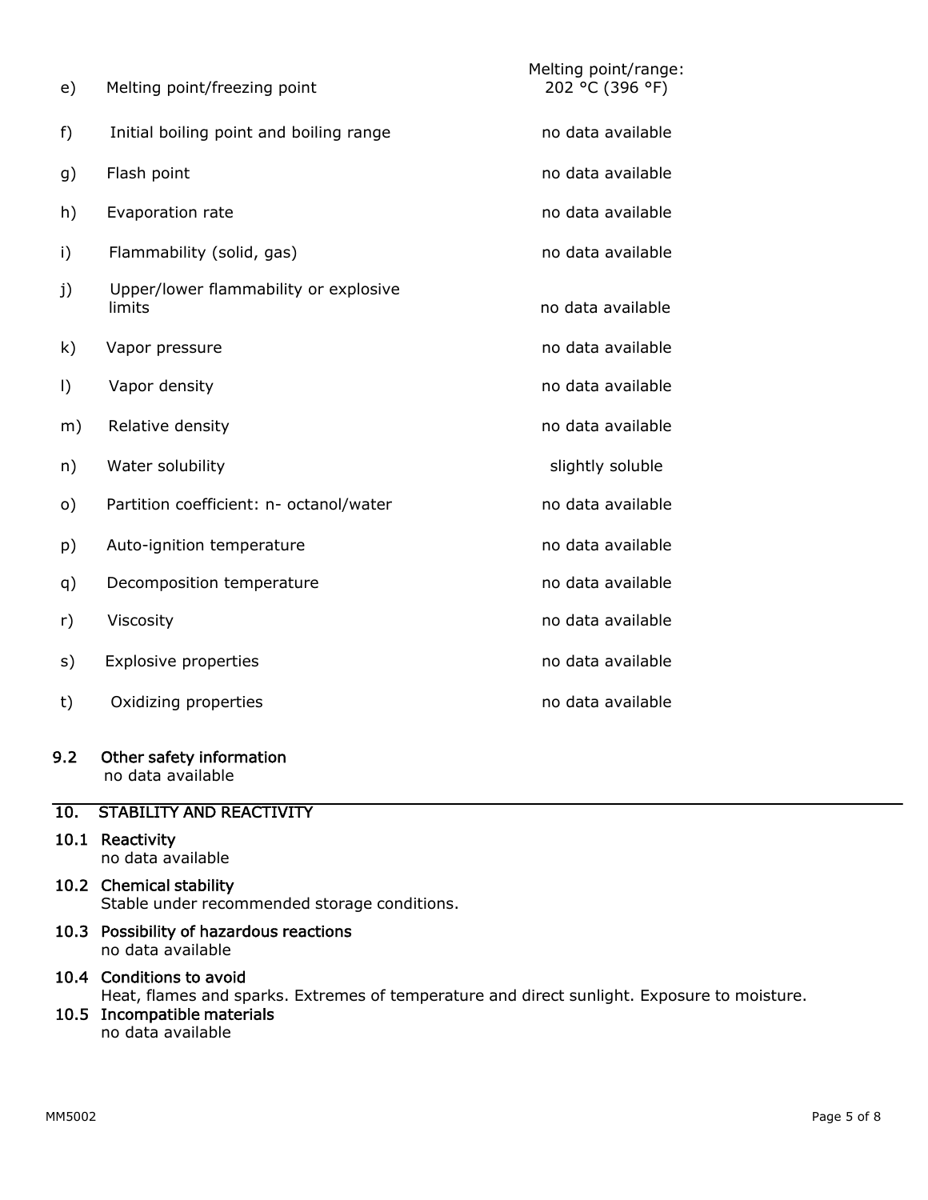| | | |
|---|---|---|
| e) | Melting point/freezing point | Melting point/range: 202 °C (396 °F) |
| f) | Initial boiling point and boiling range | no data available |
| g) | Flash point | no data available |
| h) | Evaporation rate | no data available |
| i) | Flammability (solid, gas) | no data available |
| j) | Upper/lower flammability or explosive limits | no data available |
| k) | Vapor pressure | no data available |
| l) | Vapor density | no data available |
| m) | Relative density | no data available |
| n) | Water solubility | slightly soluble |
| o) | Partition coefficient: n- octanol/water | no data available |
| p) | Auto-ignition temperature | no data available |
| q) | Decomposition temperature | no data available |
| r) | Viscosity | no data available |
| s) | Explosive properties | no data available |
| t) | Oxidizing properties | no data available |

### 9.2 Other safety information

no data available

## 10. STABILITY AND REACTIVITY

### 10.1 Reactivity

no data available

### 10.2 Chemical stability

Stable under recommended storage conditions.

### 10.3 Possibility of hazardous reactions

no data available

### 10.4 Conditions to avoid

Heat, flames and sparks. Extremes of temperature and direct sunlight. Exposure to moisture.

### 10.5 Incompatible materials

no data available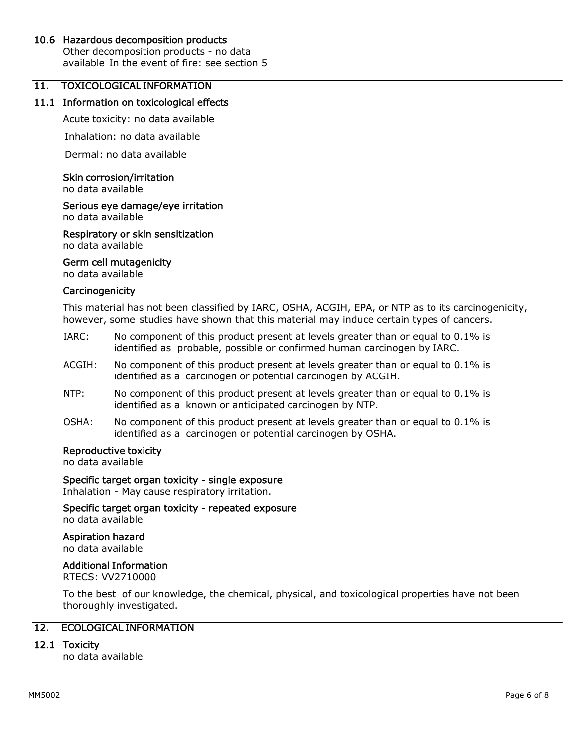### 10.6 Hazardous decomposition products

Other decomposition products - no data available In the event of fire: see section 5

## 11. TOXICOLOGICAL INFORMATION

### 11.1 Information on toxicological effects

Acute toxicity: no data available

Inhalation: no data available

Dermal: no data available

**Skin corrosion/irritation**
no data available

**Serious eye damage/eye irritation**
no data available

**Respiratory or skin sensitization**
no data available

**Germ cell mutagenicity**
no data available

**Carcinogenicity**

This material has not been classified by IARC, OSHA, ACGIH, EPA, or NTP as to its carcinogenicity, however, some studies have shown that this material may induce certain types of cancers.

IARC: No component of this product present at levels greater than or equal to 0.1% is identified as probable, possible or confirmed human carcinogen by IARC.

ACGIH: No component of this product present at levels greater than or equal to 0.1% is identified as a carcinogen or potential carcinogen by ACGIH.

NTP: No component of this product present at levels greater than or equal to 0.1% is identified as a known or anticipated carcinogen by NTP.

OSHA: No component of this product present at levels greater than or equal to 0.1% is identified as a carcinogen or potential carcinogen by OSHA.

**Reproductive toxicity**
no data available

**Specific target organ toxicity - single exposure**
Inhalation - May cause respiratory irritation.

**Specific target organ toxicity - repeated exposure**
no data available

**Aspiration hazard**
no data available

**Additional Information**
RTECS: VV2710000

To the best of our knowledge, the chemical, physical, and toxicological properties have not been thoroughly investigated.

## 12. ECOLOGICAL INFORMATION

### 12.1 Toxicity

no data available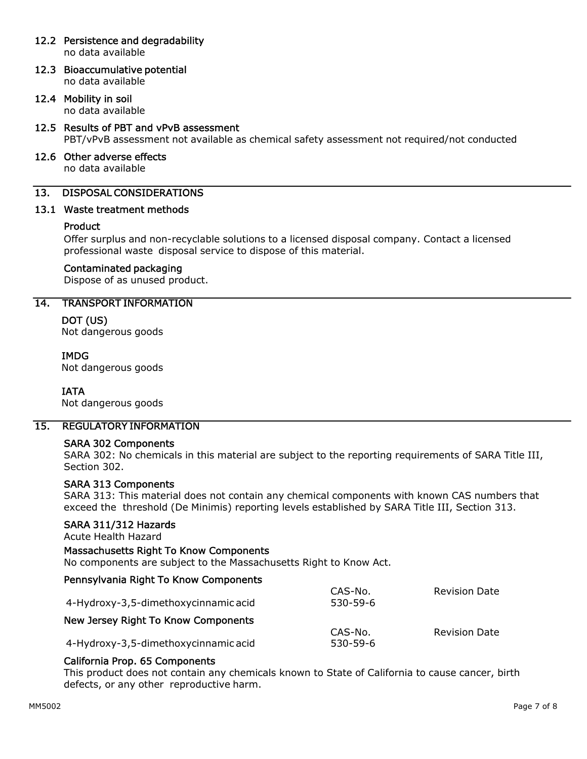### 12.2 Persistence and degradability

no data available

### 12.3 Bioaccumulative potential

no data available

### 12.4 Mobility in soil

no data available

### 12.5 Results of PBT and vPvB assessment

PBT/vPvB assessment not available as chemical safety assessment not required/not conducted

### 12.6 Other adverse effects

no data available

## 13. DISPOSAL CONSIDERATIONS

### 13.1 Waste treatment methods

**Product**

Offer surplus and non-recyclable solutions to a licensed disposal company. Contact a licensed professional waste disposal service to dispose of this material.

**Contaminated packaging**

Dispose of as unused product.

## 14. TRANSPORT INFORMATION

**DOT (US)**

Not dangerous goods

**IMDG**

Not dangerous goods

**IATA**

Not dangerous goods

## 15. REGULATORY INFORMATION

**SARA 302 Components**

SARA 302: No chemicals in this material are subject to the reporting requirements of SARA Title III, Section 302.

**SARA 313 Components**

SARA 313: This material does not contain any chemical components with known CAS numbers that exceed the threshold (De Minimis) reporting levels established by SARA Title III, Section 313.

**SARA 311/312 Hazards**

Acute Health Hazard

**Massachusetts Right To Know Components**

No components are subject to the Massachusetts Right to Know Act.

**Pennsylvania Right To Know Components**

| | CAS-No. | Revision Date |
|---|---|---|
| 4-Hydroxy-3,5-dimethoxycinnamic acid | 530-59-6 | |

**New Jersey Right To Know Components**

| | CAS-No. | Revision Date |
|---|---|---|
| 4-Hydroxy-3,5-dimethoxycinnamic acid | 530-59-6 | |

**California Prop. 65 Components**

This product does not contain any chemicals known to State of California to cause cancer, birth defects, or any other reproductive harm.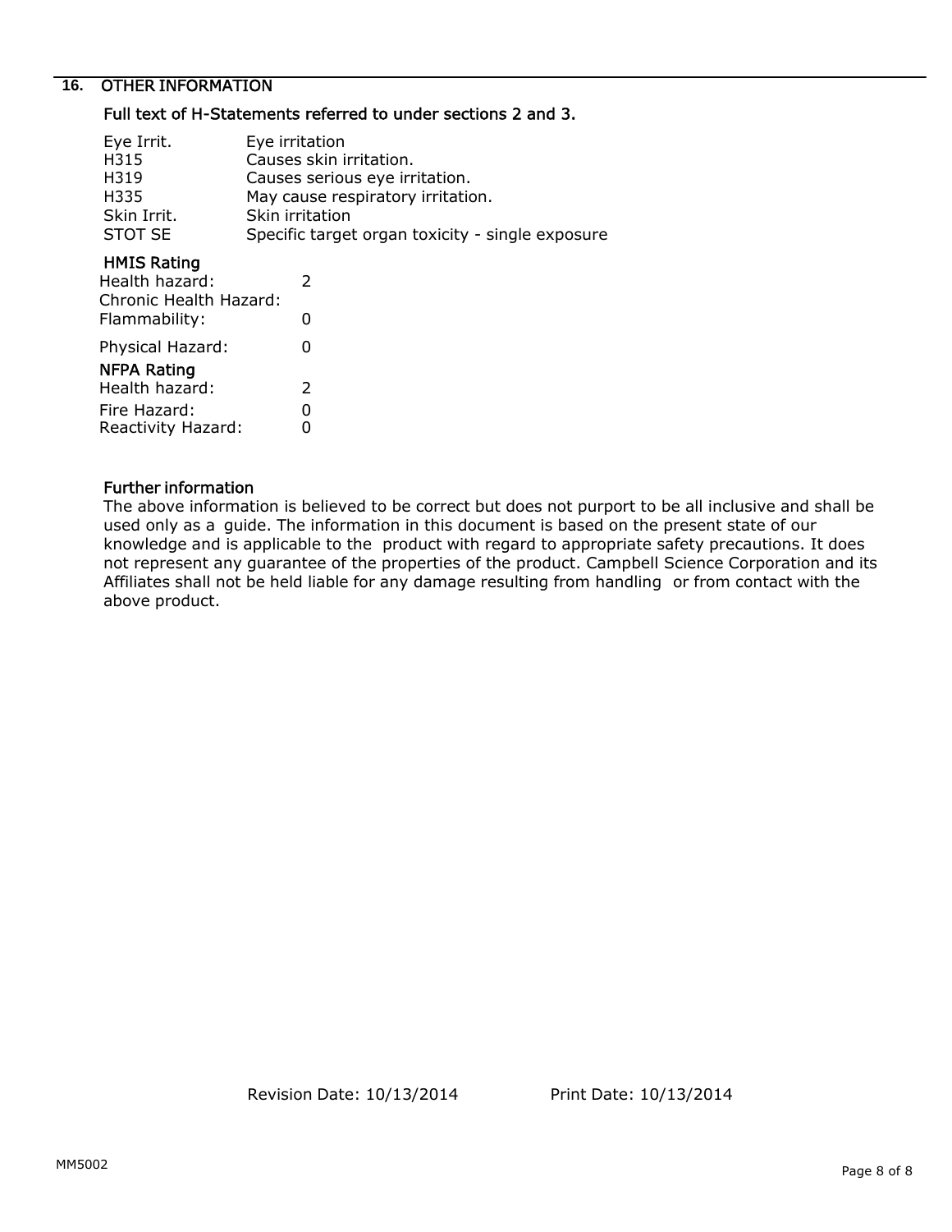## 16. OTHER INFORMATION

### Full text of H-Statements referred to under sections 2 and 3.

| | |
|---|---|
| Eye Irrit. | Eye irritation |
| H315 | Causes skin irritation. |
| H319 | Causes serious eye irritation. |
| H335 | May cause respiratory irritation. |
| Skin Irrit. | Skin irritation |
| STOT SE | Specific target organ toxicity - single exposure |

### HMIS Rating

| | |
|---|---|
| Health hazard: | 2 |
| Chronic Health Hazard: | |
| Flammability: | 0 |
| Physical Hazard: | 0 |

### NFPA Rating

| | |
|---|---|
| Health hazard: | 2 |
| Fire Hazard: | 0 |
| Reactivity Hazard: | 0 |

### Further information

The above information is believed to be correct but does not purport to be all inclusive and shall be used only as a guide. The information in this document is based on the present state of our knowledge and is applicable to the product with regard to appropriate safety precautions. It does not represent any guarantee of the properties of the product. Campbell Science Corporation and its Affiliates shall not be held liable for any damage resulting from handling or from contact with the above product.

Revision Date: 10/13/2014 Print Date: 10/13/2014

MM5002